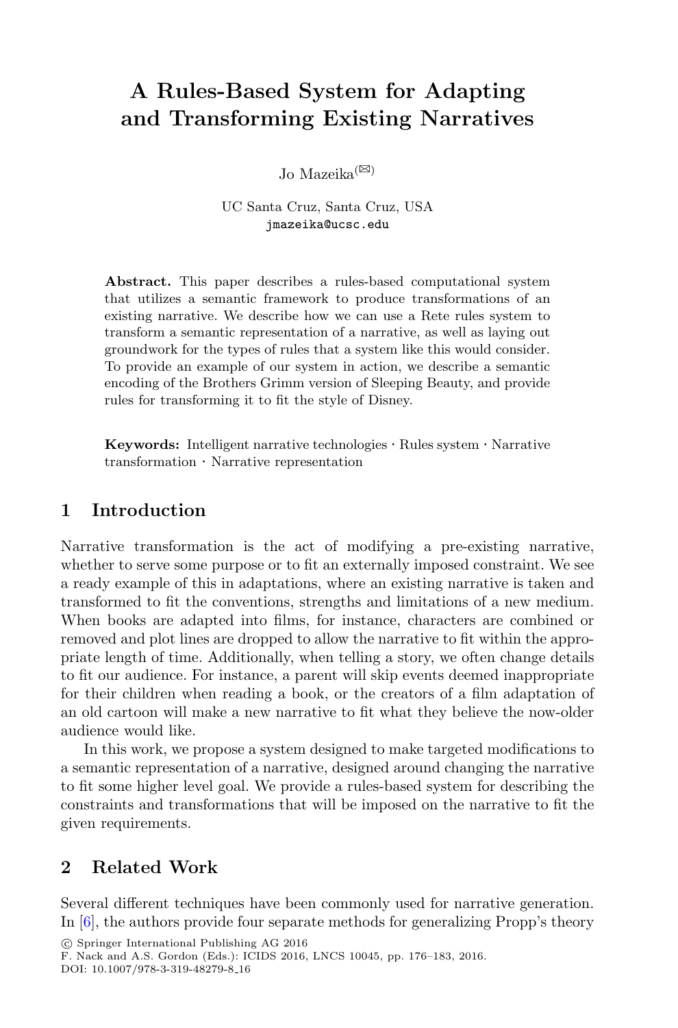# A Rules-Based System for Adapting and Transforming Existing Narratives

Jo Mazeika(✉)

UC Santa Cruz, Santa Cruz, USA
jmazeika@ucsc.edu

**Abstract.** This paper describes a rules-based computational system that utilizes a semantic framework to produce transformations of an existing narrative. We describe how we can use a Rete rules system to transform a semantic representation of a narrative, as well as laying out groundwork for the types of rules that a system like this would consider. To provide an example of our system in action, we describe a semantic encoding of the Brothers Grimm version of Sleeping Beauty, and provide rules for transforming it to fit the style of Disney.

**Keywords:** Intelligent narrative technologies · Rules system · Narrative transformation · Narrative representation

## 1 Introduction

Narrative transformation is the act of modifying a pre-existing narrative, whether to serve some purpose or to fit an externally imposed constraint. We see a ready example of this in adaptations, where an existing narrative is taken and transformed to fit the conventions, strengths and limitations of a new medium. When books are adapted into films, for instance, characters are combined or removed and plot lines are dropped to allow the narrative to fit within the appropriate length of time. Additionally, when telling a story, we often change details to fit our audience. For instance, a parent will skip events deemed inappropriate for their children when reading a book, or the creators of a film adaptation of an old cartoon will make a new narrative to fit what they believe the now-older audience would like.

In this work, we propose a system designed to make targeted modifications to a semantic representation of a narrative, designed around changing the narrative to fit some higher level goal. We provide a rules-based system for describing the constraints and transformations that will be imposed on the narrative to fit the given requirements.

## 2 Related Work

Several different techniques have been commonly used for narrative generation. In [6], the authors provide four separate methods for generalizing Propp's theory

© Springer International Publishing AG 2016
F. Nack and A.S. Gordon (Eds.): ICIDS 2016, LNCS 10045, pp. 176–183, 2016.
DOI: 10.1007/978-3-319-48279-8_16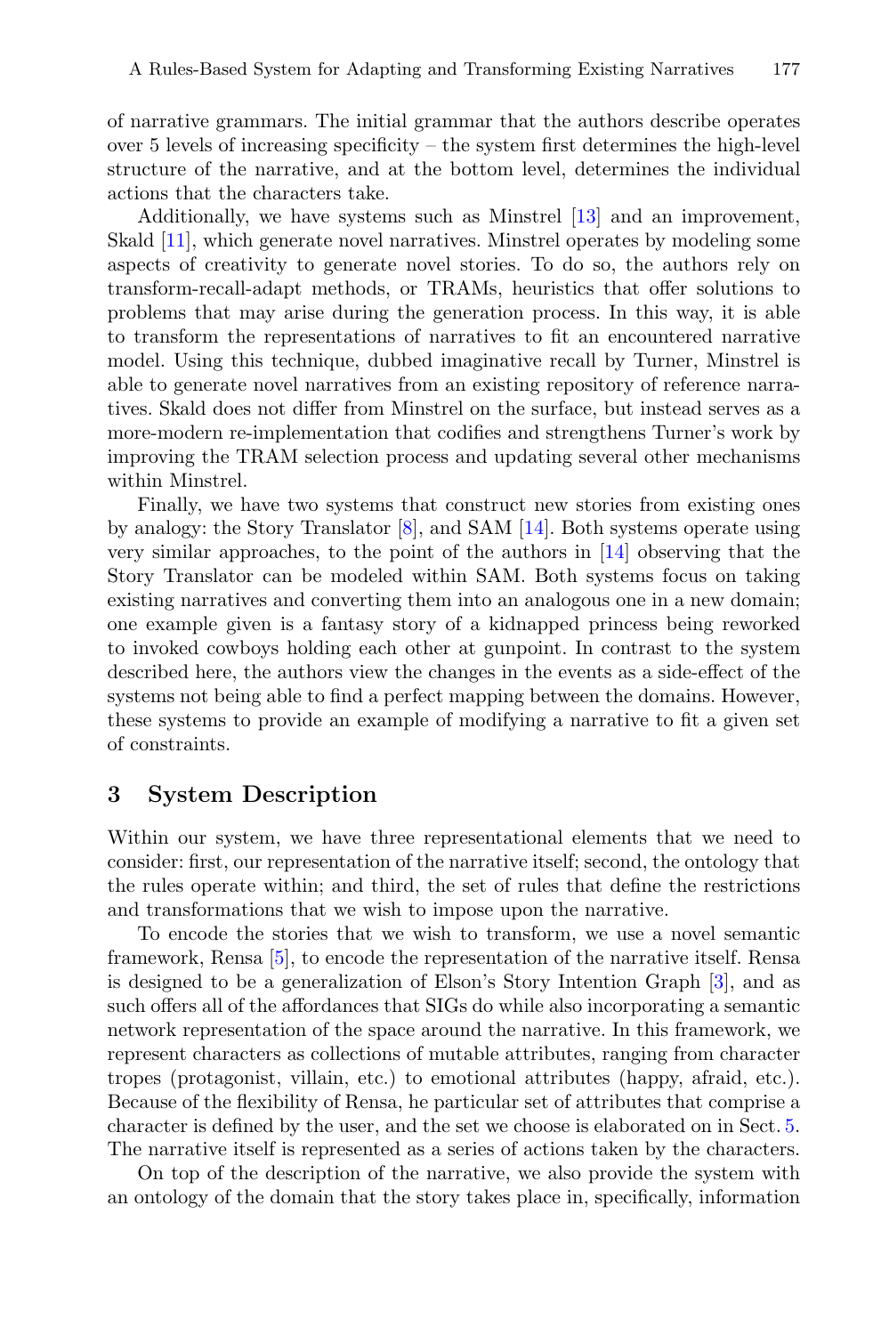of narrative grammars. The initial grammar that the authors describe operates over 5 levels of increasing specificity – the system first determines the high-level structure of the narrative, and at the bottom level, determines the individual actions that the characters take.

Additionally, we have systems such as Minstrel [13] and an improvement, Skald [11], which generate novel narratives. Minstrel operates by modeling some aspects of creativity to generate novel stories. To do so, the authors rely on transform-recall-adapt methods, or TRAMs, heuristics that offer solutions to problems that may arise during the generation process. In this way, it is able to transform the representations of narratives to fit an encountered narrative model. Using this technique, dubbed imaginative recall by Turner, Minstrel is able to generate novel narratives from an existing repository of reference narratives. Skald does not differ from Minstrel on the surface, but instead serves as a more-modern re-implementation that codifies and strengthens Turner's work by improving the TRAM selection process and updating several other mechanisms within Minstrel.

Finally, we have two systems that construct new stories from existing ones by analogy: the Story Translator [8], and SAM [14]. Both systems operate using very similar approaches, to the point of the authors in [14] observing that the Story Translator can be modeled within SAM. Both systems focus on taking existing narratives and converting them into an analogous one in a new domain; one example given is a fantasy story of a kidnapped princess being reworked to invoked cowboys holding each other at gunpoint. In contrast to the system described here, the authors view the changes in the events as a side-effect of the systems not being able to find a perfect mapping between the domains. However, these systems to provide an example of modifying a narrative to fit a given set of constraints.

## 3 System Description

Within our system, we have three representational elements that we need to consider: first, our representation of the narrative itself; second, the ontology that the rules operate within; and third, the set of rules that define the restrictions and transformations that we wish to impose upon the narrative.

To encode the stories that we wish to transform, we use a novel semantic framework, Rensa [5], to encode the representation of the narrative itself. Rensa is designed to be a generalization of Elson's Story Intention Graph [3], and as such offers all of the affordances that SIGs do while also incorporating a semantic network representation of the space around the narrative. In this framework, we represent characters as collections of mutable attributes, ranging from character tropes (protagonist, villain, etc.) to emotional attributes (happy, afraid, etc.). Because of the flexibility of Rensa, he particular set of attributes that comprise a character is defined by the user, and the set we choose is elaborated on in Sect. 5. The narrative itself is represented as a series of actions taken by the characters.

On top of the description of the narrative, we also provide the system with an ontology of the domain that the story takes place in, specifically, information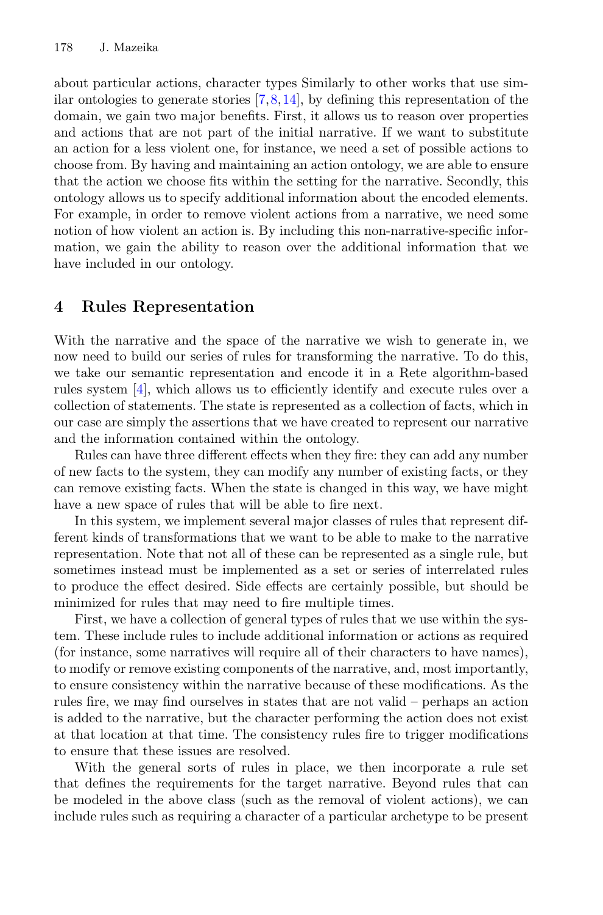about particular actions, character types Similarly to other works that use similar ontologies to generate stories [7,8,14], by defining this representation of the domain, we gain two major benefits. First, it allows us to reason over properties and actions that are not part of the initial narrative. If we want to substitute an action for a less violent one, for instance, we need a set of possible actions to choose from. By having and maintaining an action ontology, we are able to ensure that the action we choose fits within the setting for the narrative. Secondly, this ontology allows us to specify additional information about the encoded elements. For example, in order to remove violent actions from a narrative, we need some notion of how violent an action is. By including this non-narrative-specific information, we gain the ability to reason over the additional information that we have included in our ontology.

## 4 Rules Representation

With the narrative and the space of the narrative we wish to generate in, we now need to build our series of rules for transforming the narrative. To do this, we take our semantic representation and encode it in a Rete algorithm-based rules system [4], which allows us to efficiently identify and execute rules over a collection of statements. The state is represented as a collection of facts, which in our case are simply the assertions that we have created to represent our narrative and the information contained within the ontology.

Rules can have three different effects when they fire: they can add any number of new facts to the system, they can modify any number of existing facts, or they can remove existing facts. When the state is changed in this way, we have might have a new space of rules that will be able to fire next.

In this system, we implement several major classes of rules that represent different kinds of transformations that we want to be able to make to the narrative representation. Note that not all of these can be represented as a single rule, but sometimes instead must be implemented as a set or series of interrelated rules to produce the effect desired. Side effects are certainly possible, but should be minimized for rules that may need to fire multiple times.

First, we have a collection of general types of rules that we use within the system. These include rules to include additional information or actions as required (for instance, some narratives will require all of their characters to have names), to modify or remove existing components of the narrative, and, most importantly, to ensure consistency within the narrative because of these modifications. As the rules fire, we may find ourselves in states that are not valid – perhaps an action is added to the narrative, but the character performing the action does not exist at that location at that time. The consistency rules fire to trigger modifications to ensure that these issues are resolved.

With the general sorts of rules in place, we then incorporate a rule set that defines the requirements for the target narrative. Beyond rules that can be modeled in the above class (such as the removal of violent actions), we can include rules such as requiring a character of a particular archetype to be present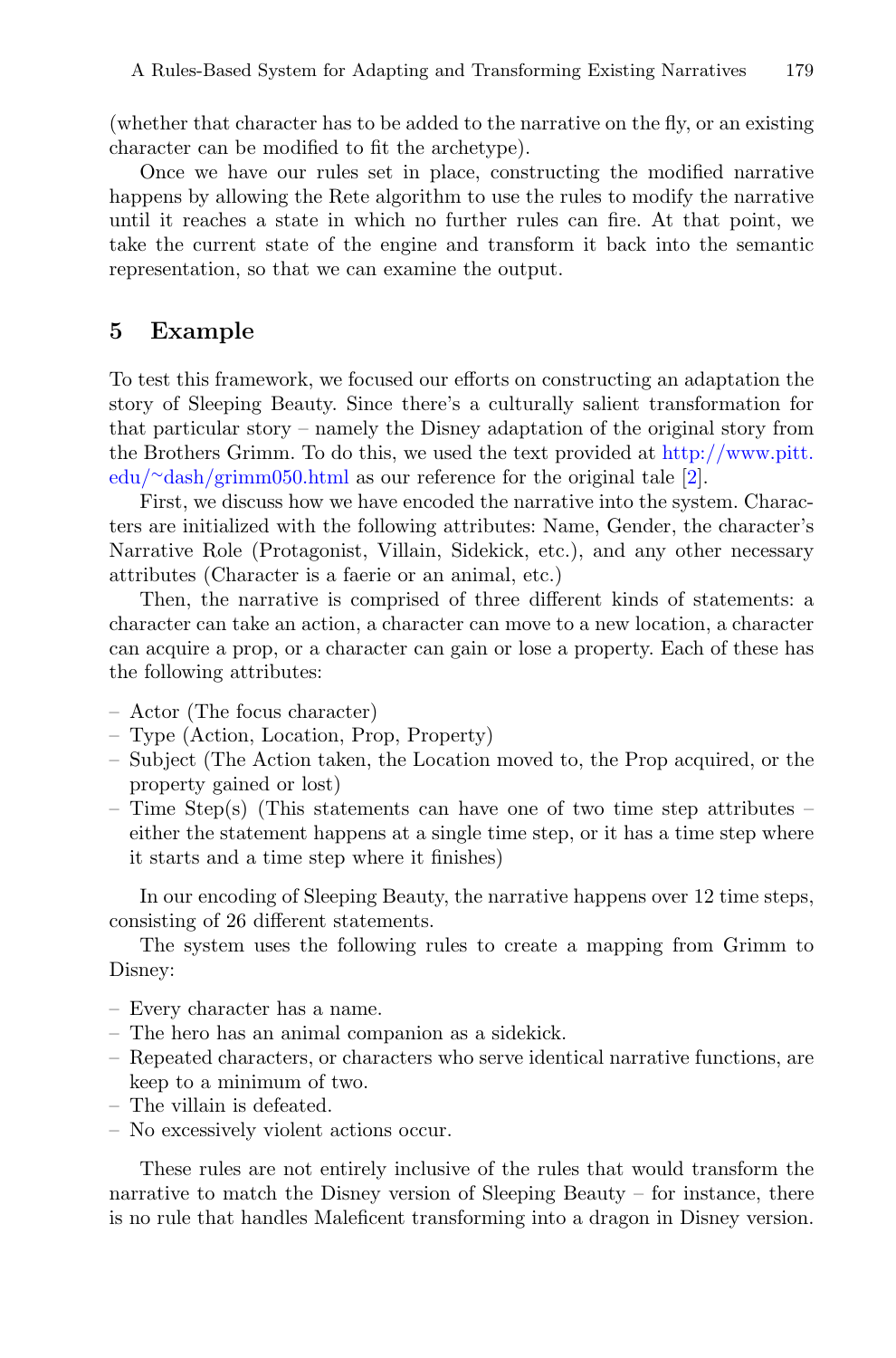(whether that character has to be added to the narrative on the fly, or an existing character can be modified to fit the archetype).

Once we have our rules set in place, constructing the modified narrative happens by allowing the Rete algorithm to use the rules to modify the narrative until it reaches a state in which no further rules can fire. At that point, we take the current state of the engine and transform it back into the semantic representation, so that we can examine the output.

## 5 Example

To test this framework, we focused our efforts on constructing an adaptation the story of Sleeping Beauty. Since there's a culturally salient transformation for that particular story – namely the Disney adaptation of the original story from the Brothers Grimm. To do this, we used the text provided at http://www.pitt.edu/~dash/grimm050.html as our reference for the original tale [2].

First, we discuss how we have encoded the narrative into the system. Characters are initialized with the following attributes: Name, Gender, the character's Narrative Role (Protagonist, Villain, Sidekick, etc.), and any other necessary attributes (Character is a faerie or an animal, etc.)

Then, the narrative is comprised of three different kinds of statements: a character can take an action, a character can move to a new location, a character can acquire a prop, or a character can gain or lose a property. Each of these has the following attributes:

- Actor (The focus character)
- Type (Action, Location, Prop, Property)
- Subject (The Action taken, the Location moved to, the Prop acquired, or the property gained or lost)
- Time Step(s) (This statements can have one of two time step attributes – either the statement happens at a single time step, or it has a time step where it starts and a time step where it finishes)

In our encoding of Sleeping Beauty, the narrative happens over 12 time steps, consisting of 26 different statements.

The system uses the following rules to create a mapping from Grimm to Disney:

- Every character has a name.
- The hero has an animal companion as a sidekick.
- Repeated characters, or characters who serve identical narrative functions, are keep to a minimum of two.
- The villain is defeated.
- No excessively violent actions occur.

These rules are not entirely inclusive of the rules that would transform the narrative to match the Disney version of Sleeping Beauty – for instance, there is no rule that handles Maleficent transforming into a dragon in Disney version.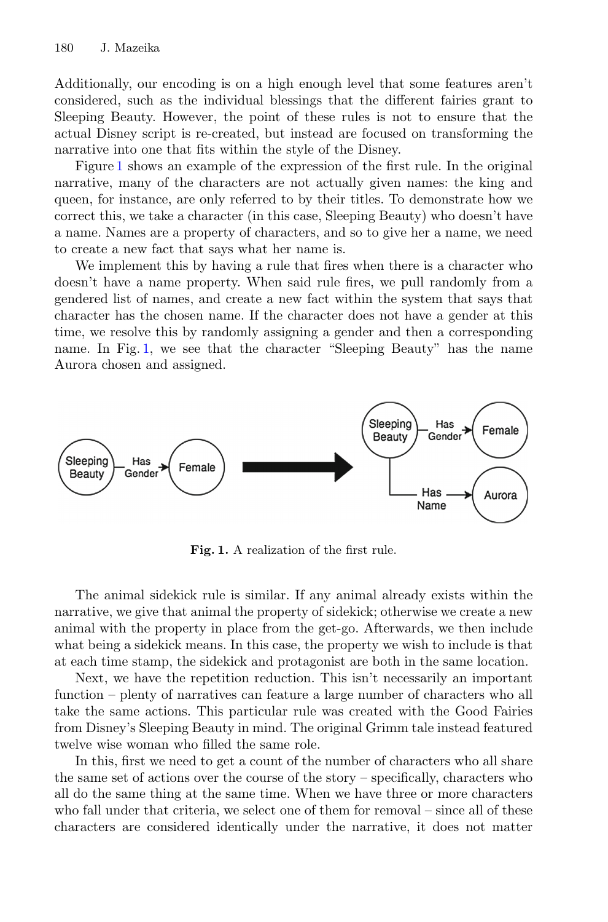Additionally, our encoding is on a high enough level that some features aren't considered, such as the individual blessings that the different fairies grant to Sleeping Beauty. However, the point of these rules is not to ensure that the actual Disney script is re-created, but instead are focused on transforming the narrative into one that fits within the style of the Disney.

Figure 1 shows an example of the expression of the first rule. In the original narrative, many of the characters are not actually given names: the king and queen, for instance, are only referred to by their titles. To demonstrate how we correct this, we take a character (in this case, Sleeping Beauty) who doesn't have a name. Names are a property of characters, and so to give her a name, we need to create a new fact that says what her name is.

We implement this by having a rule that fires when there is a character who doesn't have a name property. When said rule fires, we pull randomly from a gendered list of names, and create a new fact within the system that says that character has the chosen name. If the character does not have a gender at this time, we resolve this by randomly assigning a gender and then a corresponding name. In Fig. 1, we see that the character "Sleeping Beauty" has the name Aurora chosen and assigned.

Sleeping Beauty
Has Gender
Female
Sleeping Beauty
Has Gender
Female
Has Name
Aurora

**Fig. 1.** A realization of the first rule.

The animal sidekick rule is similar. If any animal already exists within the narrative, we give that animal the property of sidekick; otherwise we create a new animal with the property in place from the get-go. Afterwards, we then include what being a sidekick means. In this case, the property we wish to include is that at each time stamp, the sidekick and protagonist are both in the same location.

Next, we have the repetition reduction. This isn't necessarily an important function – plenty of narratives can feature a large number of characters who all take the same actions. This particular rule was created with the Good Fairies from Disney's Sleeping Beauty in mind. The original Grimm tale instead featured twelve wise woman who filled the same role.

In this, first we need to get a count of the number of characters who all share the same set of actions over the course of the story – specifically, characters who all do the same thing at the same time. When we have three or more characters who fall under that criteria, we select one of them for removal – since all of these characters are considered identically under the narrative, it does not matter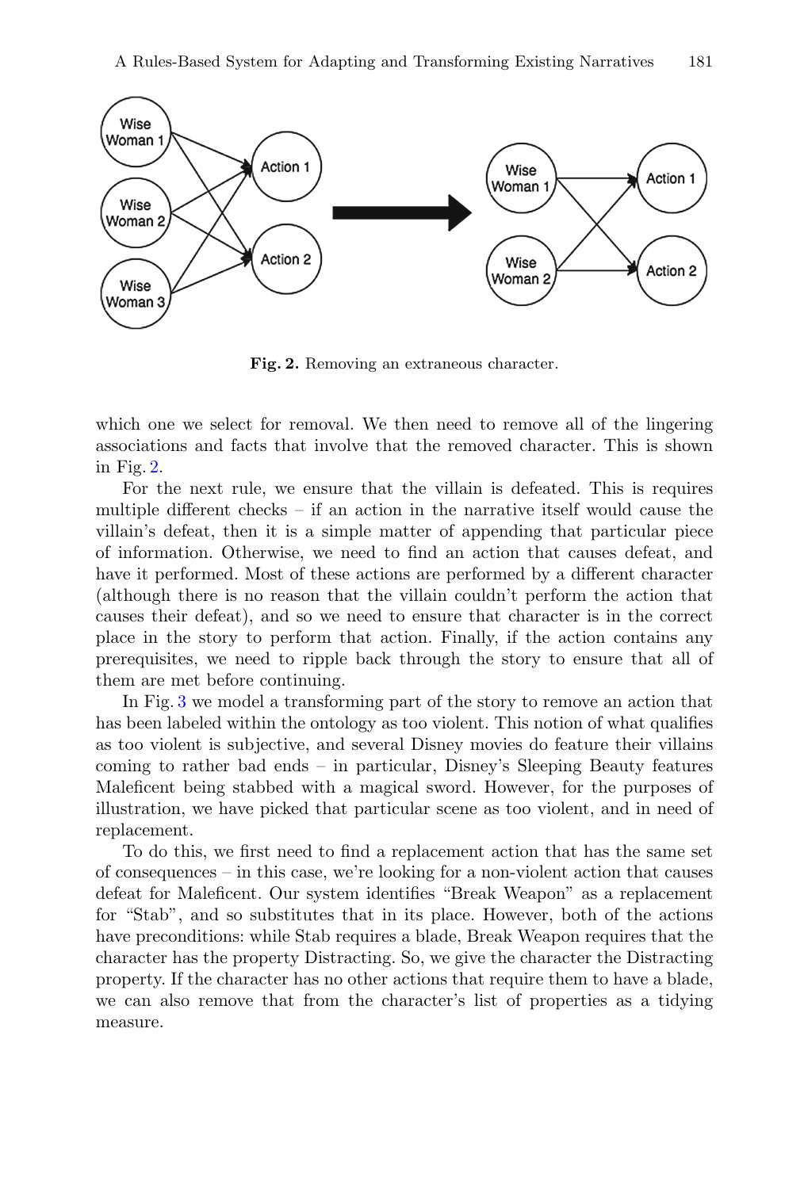**Fig. 2.** Removing an extraneous character.

which one we select for removal. We then need to remove all of the lingering associations and facts that involve that the removed character. This is shown in Fig. 2.

For the next rule, we ensure that the villain is defeated. This is requires multiple different checks – if an action in the narrative itself would cause the villain's defeat, then it is a simple matter of appending that particular piece of information. Otherwise, we need to find an action that causes defeat, and have it performed. Most of these actions are performed by a different character (although there is no reason that the villain couldn't perform the action that causes their defeat), and so we need to ensure that character is in the correct place in the story to perform that action. Finally, if the action contains any prerequisites, we need to ripple back through the story to ensure that all of them are met before continuing.

In Fig. 3 we model a transforming part of the story to remove an action that has been labeled within the ontology as too violent. This notion of what qualifies as too violent is subjective, and several Disney movies do feature their villains coming to rather bad ends – in particular, Disney's Sleeping Beauty features Maleficent being stabbed with a magical sword. However, for the purposes of illustration, we have picked that particular scene as too violent, and in need of replacement.

To do this, we first need to find a replacement action that has the same set of consequences – in this case, we're looking for a non-violent action that causes defeat for Maleficent. Our system identifies "Break Weapon" as a replacement for "Stab", and so substitutes that in its place. However, both of the actions have preconditions: while Stab requires a blade, Break Weapon requires that the character has the property Distracting. So, we give the character the Distracting property. If the character has no other actions that require them to have a blade, we can also remove that from the character's list of properties as a tidying measure.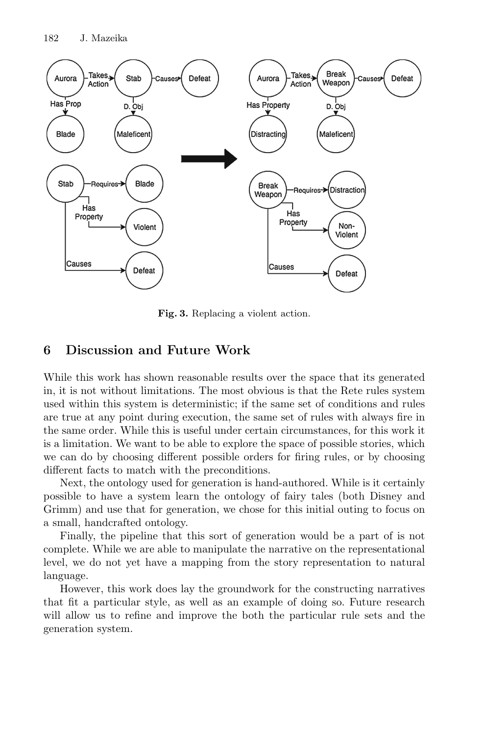Fig. 3. Replacing a violent action.

## 6 Discussion and Future Work

While this work has shown reasonable results over the space that its generated in, it is not without limitations. The most obvious is that the Rete rules system used within this system is deterministic; if the same set of conditions and rules are true at any point during execution, the same set of rules with always fire in the same order. While this is useful under certain circumstances, for this work it is a limitation. We want to be able to explore the space of possible stories, which we can do by choosing different possible orders for firing rules, or by choosing different facts to match with the preconditions.

Next, the ontology used for generation is hand-authored. While is it certainly possible to have a system learn the ontology of fairy tales (both Disney and Grimm) and use that for generation, we chose for this initial outing to focus on a small, handcrafted ontology.

Finally, the pipeline that this sort of generation would be a part of is not complete. While we are able to manipulate the narrative on the representational level, we do not yet have a mapping from the story representation to natural language.

However, this work does lay the groundwork for the constructing narratives that fit a particular style, as well as an example of doing so. Future research will allow us to refine and improve the both the particular rule sets and the generation system.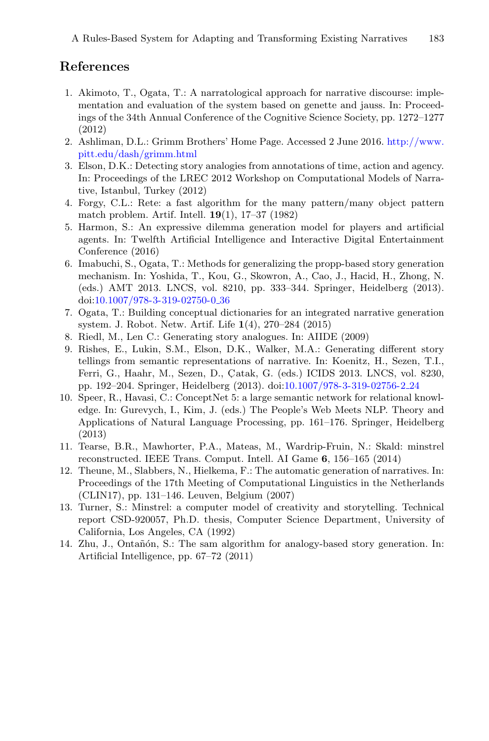## References

1. Akimoto, T., Ogata, T.: A narratological approach for narrative discourse: implementation and evaluation of the system based on genette and jauss. In: Proceedings of the 34th Annual Conference of the Cognitive Science Society, pp. 1272–1277 (2012)
2. Ashliman, D.L.: Grimm Brothers' Home Page. Accessed 2 June 2016. http://www.pitt.edu/dash/grimm.html
3. Elson, D.K.: Detecting story analogies from annotations of time, action and agency. In: Proceedings of the LREC 2012 Workshop on Computational Models of Narrative, Istanbul, Turkey (2012)
4. Forgy, C.L.: Rete: a fast algorithm for the many pattern/many object pattern match problem. Artif. Intell. **19**(1), 17–37 (1982)
5. Harmon, S.: An expressive dilemma generation model for players and artificial agents. In: Twelfth Artificial Intelligence and Interactive Digital Entertainment Conference (2016)
6. Imabuchi, S., Ogata, T.: Methods for generalizing the propp-based story generation mechanism. In: Yoshida, T., Kou, G., Skowron, A., Cao, J., Hacid, H., Zhong, N. (eds.) AMT 2013. LNCS, vol. 8210, pp. 333–344. Springer, Heidelberg (2013). doi:10.1007/978-3-319-02750-0_36
7. Ogata, T.: Building conceptual dictionaries for an integrated narrative generation system. J. Robot. Netw. Artif. Life **1**(4), 270–284 (2015)
8. Riedl, M., Len C.: Generating story analogues. In: AIIDE (2009)
9. Rishes, E., Lukin, S.M., Elson, D.K., Walker, M.A.: Generating different story tellings from semantic representations of narrative. In: Koenitz, H., Sezen, T.I., Ferri, G., Haahr, M., Sezen, D., Çatak, G. (eds.) ICIDS 2013. LNCS, vol. 8230, pp. 192–204. Springer, Heidelberg (2013). doi:10.1007/978-3-319-02756-2_24
10. Speer, R., Havasi, C.: ConceptNet 5: a large semantic network for relational knowledge. In: Gurevych, I., Kim, J. (eds.) The People's Web Meets NLP. Theory and Applications of Natural Language Processing, pp. 161–176. Springer, Heidelberg (2013)
11. Tearse, B.R., Mawhorter, P.A., Mateas, M., Wardrip-Fruin, N.: Skald: minstrel reconstructed. IEEE Trans. Comput. Intell. AI Game **6**, 156–165 (2014)
12. Theune, M., Slabbers, N., Hielkema, F.: The automatic generation of narratives. In: Proceedings of the 17th Meeting of Computational Linguistics in the Netherlands (CLIN17), pp. 131–146. Leuven, Belgium (2007)
13. Turner, S.: Minstrel: a computer model of creativity and storytelling. Technical report CSD-920057, Ph.D. thesis, Computer Science Department, University of California, Los Angeles, CA (1992)
14. Zhu, J., Ontañón, S.: The sam algorithm for analogy-based story generation. In: Artificial Intelligence, pp. 67–72 (2011)